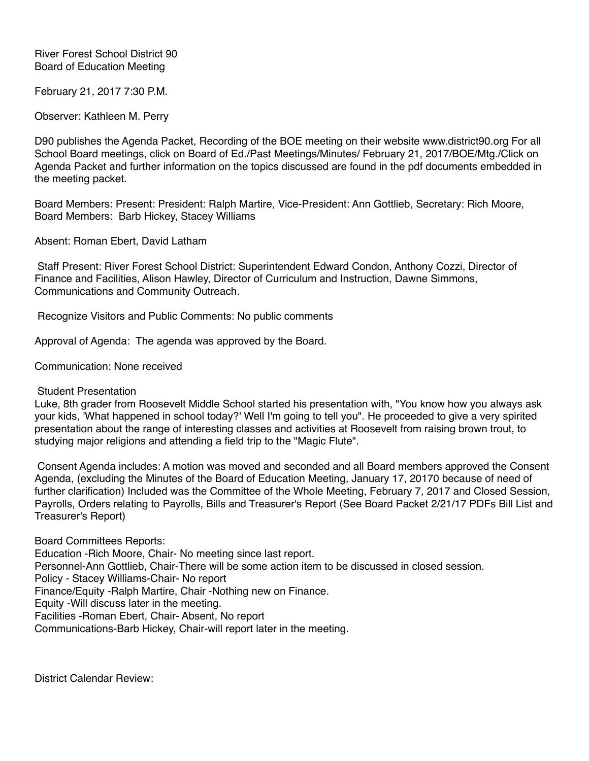River Forest School District 90
Board of Education Meeting

February 21, 2017 7:30 P.M.

Observer: Kathleen M. Perry

D90 publishes the Agenda Packet, Recording of the BOE meeting on their website www.district90.org For all School Board meetings, click on Board of Ed./Past Meetings/Minutes/ February 21, 2017/BOE/Mtg./Click on Agenda Packet and further information on the topics discussed are found in the pdf documents embedded in the meeting packet.

Board Members: Present: President: Ralph Martire, Vice-President: Ann Gottlieb, Secretary: Rich Moore, Board Members: Barb Hickey, Stacey Williams

Absent: Roman Ebert, David Latham

Staff Present: River Forest School District: Superintendent Edward Condon, Anthony Cozzi, Director of Finance and Facilities, Alison Hawley, Director of Curriculum and Instruction, Dawne Simmons, Communications and Community Outreach.

Recognize Visitors and Public Comments: No public comments

Approval of Agenda: The agenda was approved by the Board.

Communication: None received

Student Presentation
Luke, 8th grader from Roosevelt Middle School started his presentation with, "You know how you always ask your kids, 'What happened in school today?' Well I'm going to tell you". He proceeded to give a very spirited presentation about the range of interesting classes and activities at Roosevelt from raising brown trout, to studying major religions and attending a field trip to the "Magic Flute".

Consent Agenda includes: A motion was moved and seconded and all Board members approved the Consent Agenda, (excluding the Minutes of the Board of Education Meeting, January 17, 20170 because of need of further clarification) Included was the Committee of the Whole Meeting, February 7, 2017 and Closed Session, Payrolls, Orders relating to Payrolls, Bills and Treasurer's Report (See Board Packet 2/21/17 PDFs Bill List and Treasurer's Report)

Board Committees Reports:
Education -Rich Moore, Chair- No meeting since last report.
Personnel-Ann Gottlieb, Chair-There will be some action item to be discussed in closed session.
Policy - Stacey Williams-Chair- No report
Finance/Equity -Ralph Martire, Chair -Nothing new on Finance.
Equity -Will discuss later in the meeting.
Facilities -Roman Ebert, Chair- Absent, No report
Communications-Barb Hickey, Chair-will report later in the meeting.

District Calendar Review: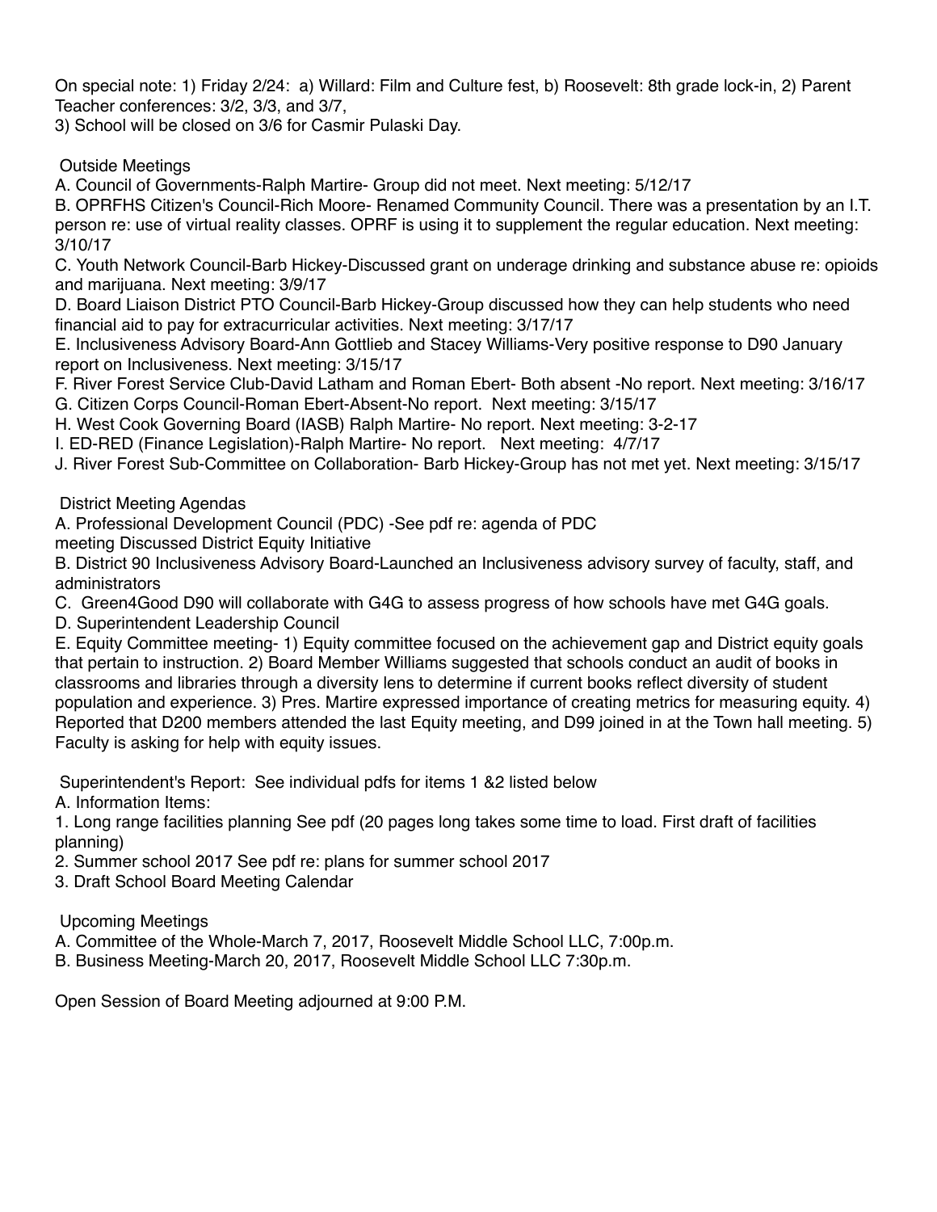On special note: 1) Friday 2/24: a) Willard: Film and Culture fest, b) Roosevelt: 8th grade lock-in, 2) Parent Teacher conferences: 3/2, 3/3, and 3/7,
3) School will be closed on 3/6 for Casmir Pulaski Day.

Outside Meetings

A. Council of Governments-Ralph Martire- Group did not meet. Next meeting: 5/12/17
B. OPRFHS Citizen's Council-Rich Moore- Renamed Community Council. There was a presentation by an I.T. person re: use of virtual reality classes. OPRF is using it to supplement the regular education. Next meeting: 3/10/17
C. Youth Network Council-Barb Hickey-Discussed grant on underage drinking and substance abuse re: opioids and marijuana. Next meeting: 3/9/17
D. Board Liaison District PTO Council-Barb Hickey-Group discussed how they can help students who need financial aid to pay for extracurricular activities. Next meeting: 3/17/17
E. Inclusiveness Advisory Board-Ann Gottlieb and Stacey Williams-Very positive response to D90 January report on Inclusiveness. Next meeting: 3/15/17
F. River Forest Service Club-David Latham and Roman Ebert- Both absent -No report. Next meeting: 3/16/17
G. Citizen Corps Council-Roman Ebert-Absent-No report. Next meeting: 3/15/17
H. West Cook Governing Board (IASB) Ralph Martire- No report. Next meeting: 3-2-17
I. ED-RED (Finance Legislation)-Ralph Martire- No report. Next meeting: 4/7/17
J. River Forest Sub-Committee on Collaboration- Barb Hickey-Group has not met yet. Next meeting: 3/15/17

District Meeting Agendas

A. Professional Development Council (PDC) -See pdf re: agenda of PDC meeting Discussed District Equity Initiative
B. District 90 Inclusiveness Advisory Board-Launched an Inclusiveness advisory survey of faculty, staff, and administrators
C. Green4Good D90 will collaborate with G4G to assess progress of how schools have met G4G goals.
D. Superintendent Leadership Council
E. Equity Committee meeting- 1) Equity committee focused on the achievement gap and District equity goals that pertain to instruction. 2) Board Member Williams suggested that schools conduct an audit of books in classrooms and libraries through a diversity lens to determine if current books reflect diversity of student population and experience. 3) Pres. Martire expressed importance of creating metrics for measuring equity. 4) Reported that D200 members attended the last Equity meeting, and D99 joined in at the Town hall meeting. 5) Faculty is asking for help with equity issues.

Superintendent's Report: See individual pdfs for items 1 &2 listed below

A. Information Items:
1. Long range facilities planning See pdf (20 pages long takes some time to load. First draft of facilities planning)
2. Summer school 2017 See pdf re: plans for summer school 2017
3. Draft School Board Meeting Calendar

Upcoming Meetings

A. Committee of the Whole-March 7, 2017, Roosevelt Middle School LLC, 7:00p.m.
B. Business Meeting-March 20, 2017, Roosevelt Middle School LLC 7:30p.m.

Open Session of Board Meeting adjourned at 9:00 P.M.